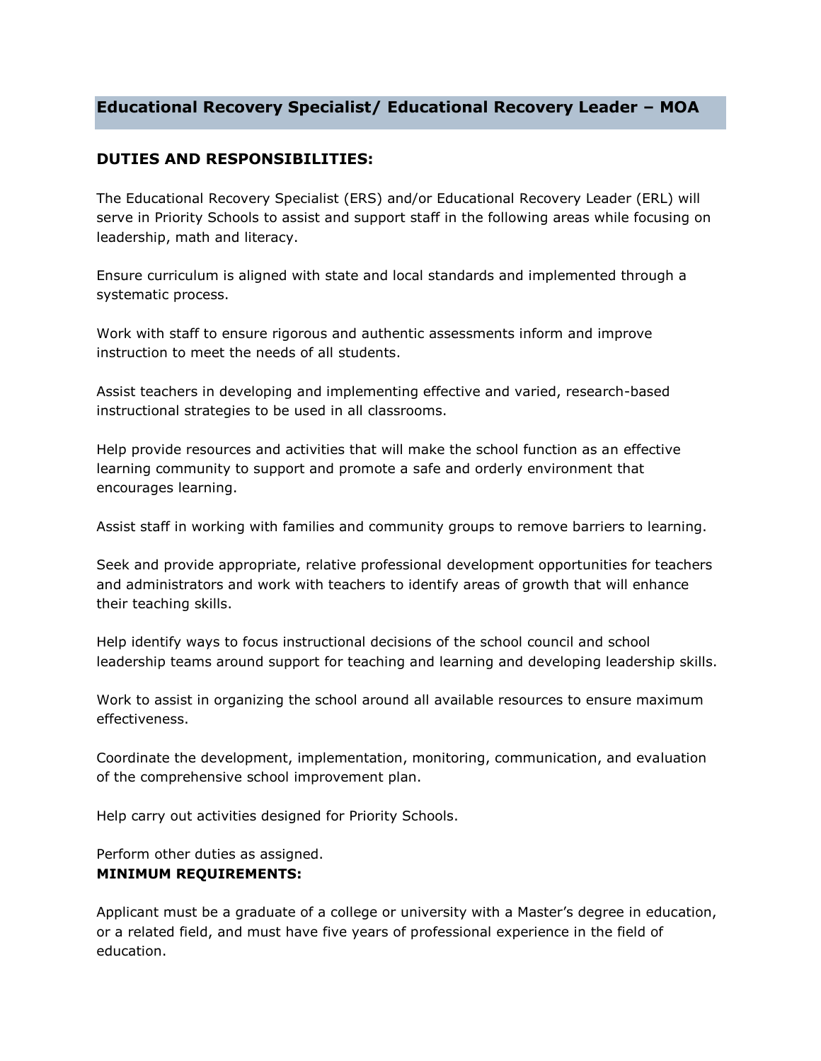## Educational Recovery Specialist/ Educational Recovery Leader – MOA

### DUTIES AND RESPONSIBILITIES:

The Educational Recovery Specialist (ERS) and/or Educational Recovery Leader (ERL) will serve in Priority Schools to assist and support staff in the following areas while focusing on leadership, math and literacy.

Ensure curriculum is aligned with state and local standards and implemented through a systematic process.

Work with staff to ensure rigorous and authentic assessments inform and improve instruction to meet the needs of all students.

Assist teachers in developing and implementing effective and varied, research-based instructional strategies to be used in all classrooms.

Help provide resources and activities that will make the school function as an effective learning community to support and promote a safe and orderly environment that encourages learning.

Assist staff in working with families and community groups to remove barriers to learning.

Seek and provide appropriate, relative professional development opportunities for teachers and administrators and work with teachers to identify areas of growth that will enhance their teaching skills.

Help identify ways to focus instructional decisions of the school council and school leadership teams around support for teaching and learning and developing leadership skills.

Work to assist in organizing the school around all available resources to ensure maximum effectiveness.

Coordinate the development, implementation, monitoring, communication, and evaluation of the comprehensive school improvement plan.

Help carry out activities designed for Priority Schools.

Perform other duties as assigned.

**MINIMUM REQUIREMENTS:**

Applicant must be a graduate of a college or university with a Master's degree in education, or a related field, and must have five years of professional experience in the field of education.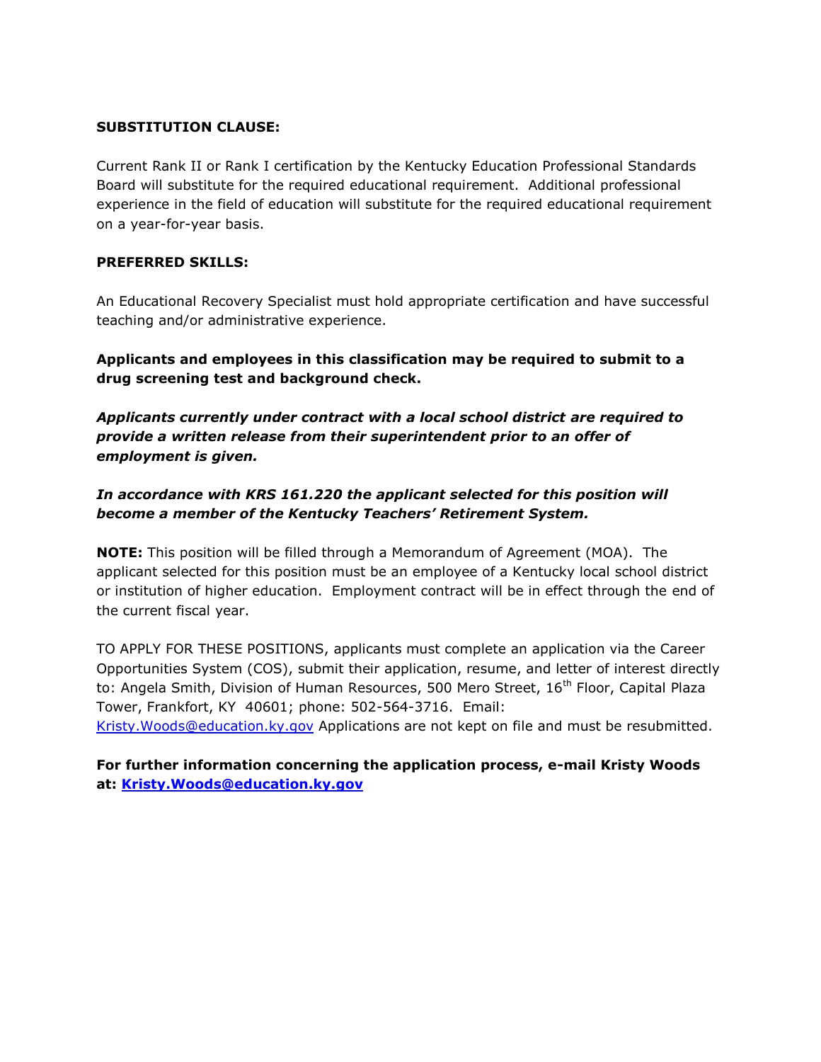**SUBSTITUTION CLAUSE:**

Current Rank II or Rank I certification by the Kentucky Education Professional Standards Board will substitute for the required educational requirement. Additional professional experience in the field of education will substitute for the required educational requirement on a year-for-year basis.

**PREFERRED SKILLS:**

An Educational Recovery Specialist must hold appropriate certification and have successful teaching and/or administrative experience.

**Applicants and employees in this classification may be required to submit to a drug screening test and background check.**

***Applicants currently under contract with a local school district are required to provide a written release from their superintendent prior to an offer of employment is given.***

***In accordance with KRS 161.220 the applicant selected for this position will become a member of the Kentucky Teachers' Retirement System.***

**NOTE:** This position will be filled through a Memorandum of Agreement (MOA). The applicant selected for this position must be an employee of a Kentucky local school district or institution of higher education. Employment contract will be in effect through the end of the current fiscal year.

TO APPLY FOR THESE POSITIONS, applicants must complete an application via the Career Opportunities System (COS), submit their application, resume, and letter of interest directly to: Angela Smith, Division of Human Resources, 500 Mero Street, 16th Floor, Capital Plaza Tower, Frankfort, KY 40601; phone: 502-564-3716. Email: Kristy.Woods@education.ky.gov Applications are not kept on file and must be resubmitted.

**For further information concerning the application process, e-mail Kristy Woods at: Kristy.Woods@education.ky.gov**